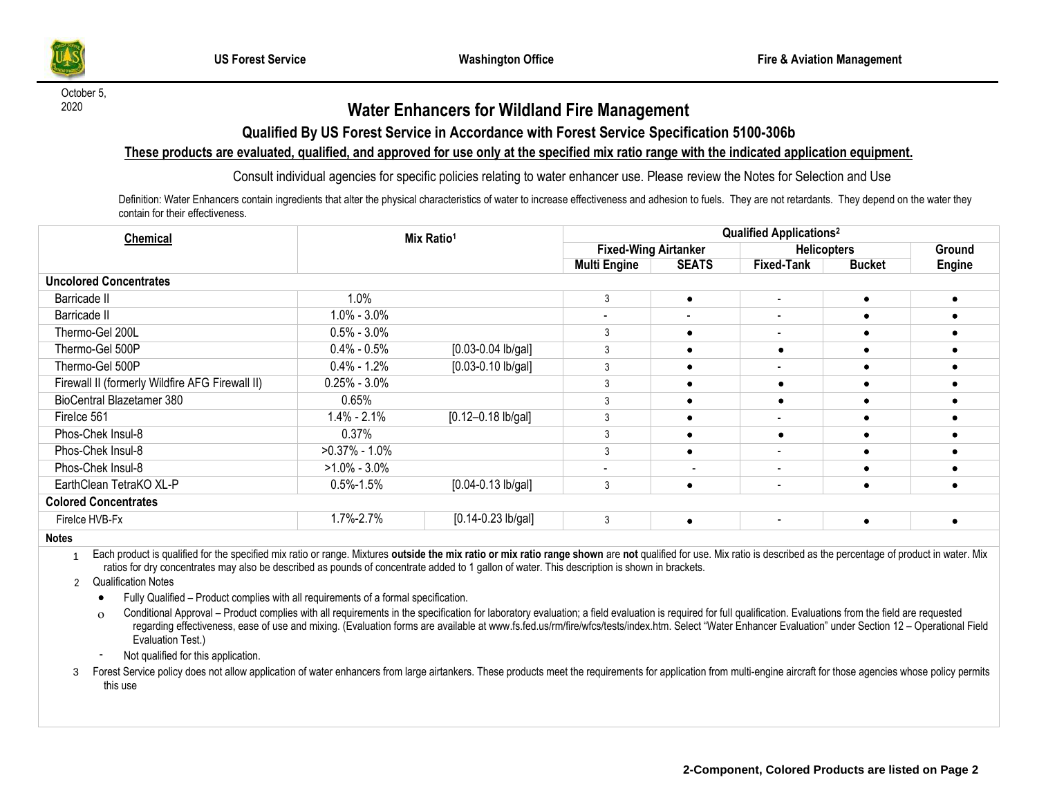US Forest Service | Washington Office | Fire & Aviation Management

October 5, 2020

# Water Enhancers for Wildland Fire Management

## Qualified By US Forest Service in Accordance with Forest Service Specification 5100-306b

**These products are evaluated, qualified, and approved for use only at the specified mix ratio range with the indicated application equipment.**

Consult individual agencies for specific policies relating to water enhancer use. Please review the Notes for Selection and Use

Definition: Water Enhancers contain ingredients that alter the physical characteristics of water to increase effectiveness and adhesion to fuels. They are not retardants. They depend on the water they contain for their effectiveness.

| Chemical | Mix Ratio[1] | | Qualified Applications[2] | | | | |
|---|---|---|---|---|---|---|---|
| | | | Fixed-Wing Airtanker | | Helicopters | | Ground Engine |
| | | | Multi Engine | SEATS | Fixed-Tank | Bucket | |
| **Uncolored Concentrates** | | | | | | | |
| Barricade II | 1.0% | | 3 | ● | - | ● | ● |
| Barricade II | 1.0% - 3.0% | | - | - | - | ● | ● |
| Thermo-Gel 200L | 0.5% - 3.0% | | 3 | ● | - | ● | ● |
| Thermo-Gel 500P | 0.4% - 0.5% | [0.03-0.04 lb/gal] | 3 | ● | ● | ● | ● |
| Thermo-Gel 500P | 0.4% - 1.2% | [0.03-0.10 lb/gal] | 3 | ● | - | ● | ● |
| Firewall II (formerly Wildfire AFG Firewall II) | 0.25% - 3.0% | | 3 | ● | ● | ● | ● |
| BioCentral Blazetamer 380 | 0.65% | | 3 | ● | ● | ● | ● |
| FireIce 561 | 1.4% - 2.1% | [0.12–0.18 lb/gal] | 3 | ● | - | ● | ● |
| Phos-Chek Insul-8 | 0.37% | | 3 | ● | ● | ● | ● |
| Phos-Chek Insul-8 | >0.37% - 1.0% | | 3 | ● | - | ● | ● |
| Phos-Chek Insul-8 | >1.0% - 3.0% | | - | - | - | ● | ● |
| EarthClean TetraKO XL-P | 0.5%-1.5% | [0.04-0.13 lb/gal] | 3 | ● | - | ● | ● |
| **Colored Concentrates** | | | | | | | |
| FireIce HVB-Fx | 1.7%-2.7% | [0.14-0.23 lb/gal] | 3 | ● | - | ● | ● |

**Notes**

1. Each product is qualified for the specified mix ratio or range. Mixtures **outside the mix ratio or mix ratio range shown** are **not** qualified for use. Mix ratio is described as the percentage of product in water. Mix ratios for dry concentrates may also be described as pounds of concentrate added to 1 gallon of water. This description is shown in brackets.
2. Qualification Notes
   - ● Fully Qualified – Product complies with all requirements of a formal specification.
   - ο Conditional Approval – Product complies with all requirements in the specification for laboratory evaluation; a field evaluation is required for full qualification. Evaluations from the field are requested regarding effectiveness, ease of use and mixing. (Evaluation forms are available at www.fs.fed.us/rm/fire/wfcs/tests/index.htm. Select "Water Enhancer Evaluation" under Section 12 – Operational Field Evaluation Test.)
   - \- Not qualified for this application.
3. Forest Service policy does not allow application of water enhancers from large airtankers. These products meet the requirements for application from multi-engine aircraft for those agencies whose policy permits this use

**2-Component, Colored Products are listed on Page 2**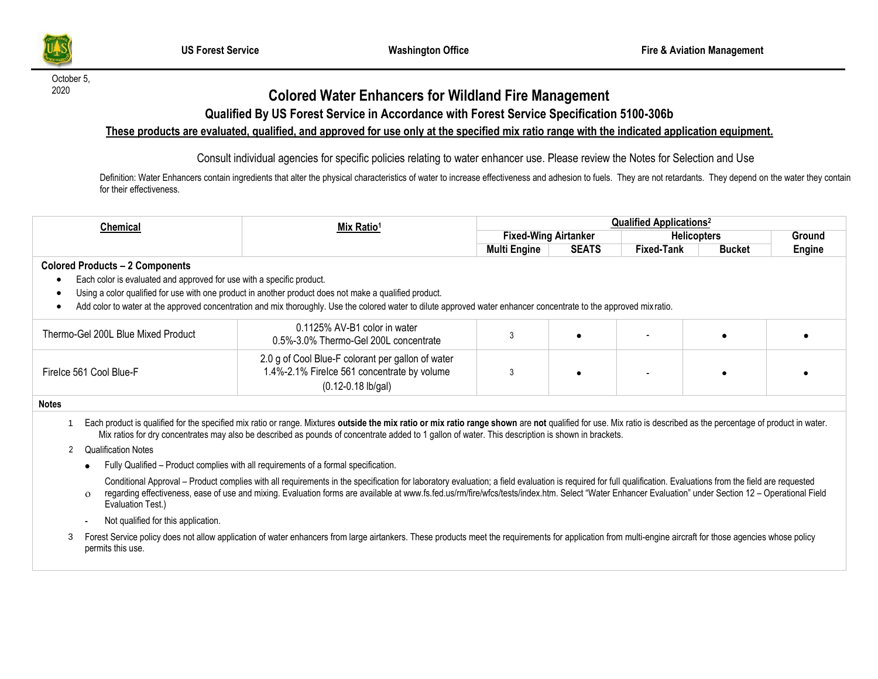US Forest Service — Washington Office — Fire & Aviation Management

October 5, 2020

# Colored Water Enhancers for Wildland Fire Management

## Qualified By US Forest Service in Accordance with Forest Service Specification 5100-306b

**These products are evaluated, qualified, and approved for use only at the specified mix ratio range with the indicated application equipment.**

Consult individual agencies for specific policies relating to water enhancer use. Please review the Notes for Selection and Use

Definition: Water Enhancers contain ingredients that alter the physical characteristics of water to increase effectiveness and adhesion to fuels. They are not retardants. They depend on the water they contain for their effectiveness.

| Chemical | Mix Ratio[1] | Qualified Applications[2] | | | | |
|---|---|---|---|---|---|---|
| | | Fixed-Wing Airtanker | | Helicopters | | Ground |
| | | Multi Engine | SEATS | Fixed-Tank | Bucket | Engine |
| **Colored Products – 2 Components** | | | | | | |
| Thermo-Gel 200L Blue Mixed Product | 0.1125% AV-B1 color in water<br>0.5%-3.0% Thermo-Gel 200L concentrate | 3 | ● | - | ● | ● |
| FireIce 561 Cool Blue-F | 2.0 g of Cool Blue-F colorant per gallon of water<br>1.4%-2.1% FireIce 561 concentrate by volume<br>(0.12-0.18 lb/gal) | 3 | ● | - | ● | ● |

Colored Products – 2 Components:

- Each color is evaluated and approved for use with a specific product.
- Using a color qualified for use with one product in another product does not make a qualified product.
- Add color to water at the approved concentration and mix thoroughly. Use the colored water to dilute approved water enhancer concentrate to the approved mix ratio.

**Notes**

1. Each product is qualified for the specified mix ratio or range. Mixtures **outside the mix ratio or mix ratio range shown** are **not** qualified for use. Mix ratio is described as the percentage of product in water. Mix ratios for dry concentrates may also be described as pounds of concentrate added to 1 gallon of water. This description is shown in brackets.
2. Qualification Notes
   - ● Fully Qualified – Product complies with all requirements of a formal specification.
   - o Conditional Approval – Product complies with all requirements in the specification for laboratory evaluation; a field evaluation is required for full qualification. Evaluations from the field are requested regarding effectiveness, ease of use and mixing. Evaluation forms are available at www.fs.fed.us/rm/fire/wfcs/tests/index.htm. Select "Water Enhancer Evaluation" under Section 12 – Operational Field Evaluation Test.)
   - \- Not qualified for this application.
3. Forest Service policy does not allow application of water enhancers from large airtankers. These products meet the requirements for application from multi-engine aircraft for those agencies whose policy permits this use.